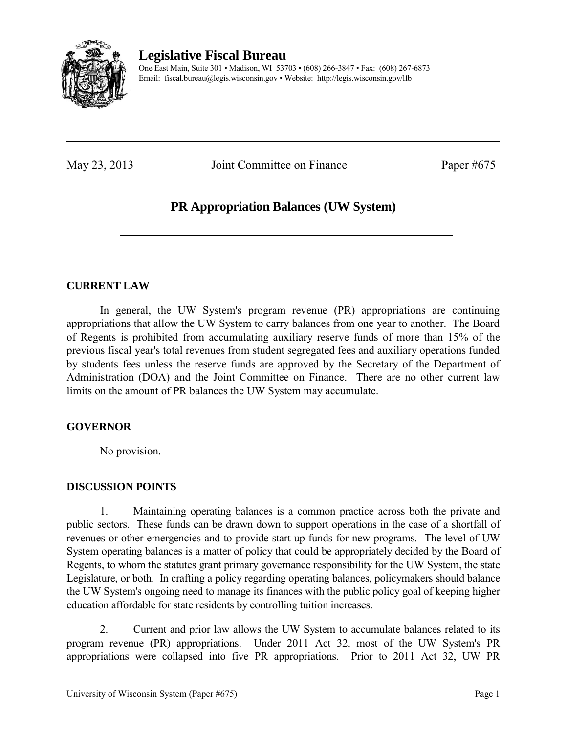**Legislative Fiscal Bureau**

One East Main, Suite 301 • Madison, WI 53703 • (608) 266-3847 • Fax: (608) 267-6873
Email: fiscal.bureau@legis.wisconsin.gov • Website: http://legis.wisconsin.gov/lfb

---

May 23, 2013 Joint Committee on Finance Paper #675

# PR Appropriation Balances (UW System)

## CURRENT LAW

In general, the UW System's program revenue (PR) appropriations are continuing appropriations that allow the UW System to carry balances from one year to another. The Board of Regents is prohibited from accumulating auxiliary reserve funds of more than 15% of the previous fiscal year's total revenues from student segregated fees and auxiliary operations funded by students fees unless the reserve funds are approved by the Secretary of the Department of Administration (DOA) and the Joint Committee on Finance. There are no other current law limits on the amount of PR balances the UW System may accumulate.

## GOVERNOR

No provision.

## DISCUSSION POINTS

1. Maintaining operating balances is a common practice across both the private and public sectors. These funds can be drawn down to support operations in the case of a shortfall of revenues or other emergencies and to provide start-up funds for new programs. The level of UW System operating balances is a matter of policy that could be appropriately decided by the Board of Regents, to whom the statutes grant primary governance responsibility for the UW System, the state Legislature, or both. In crafting a policy regarding operating balances, policymakers should balance the UW System's ongoing need to manage its finances with the public policy goal of keeping higher education affordable for state residents by controlling tuition increases.

2. Current and prior law allows the UW System to accumulate balances related to its program revenue (PR) appropriations. Under 2011 Act 32, most of the UW System's PR appropriations were collapsed into five PR appropriations. Prior to 2011 Act 32, UW PR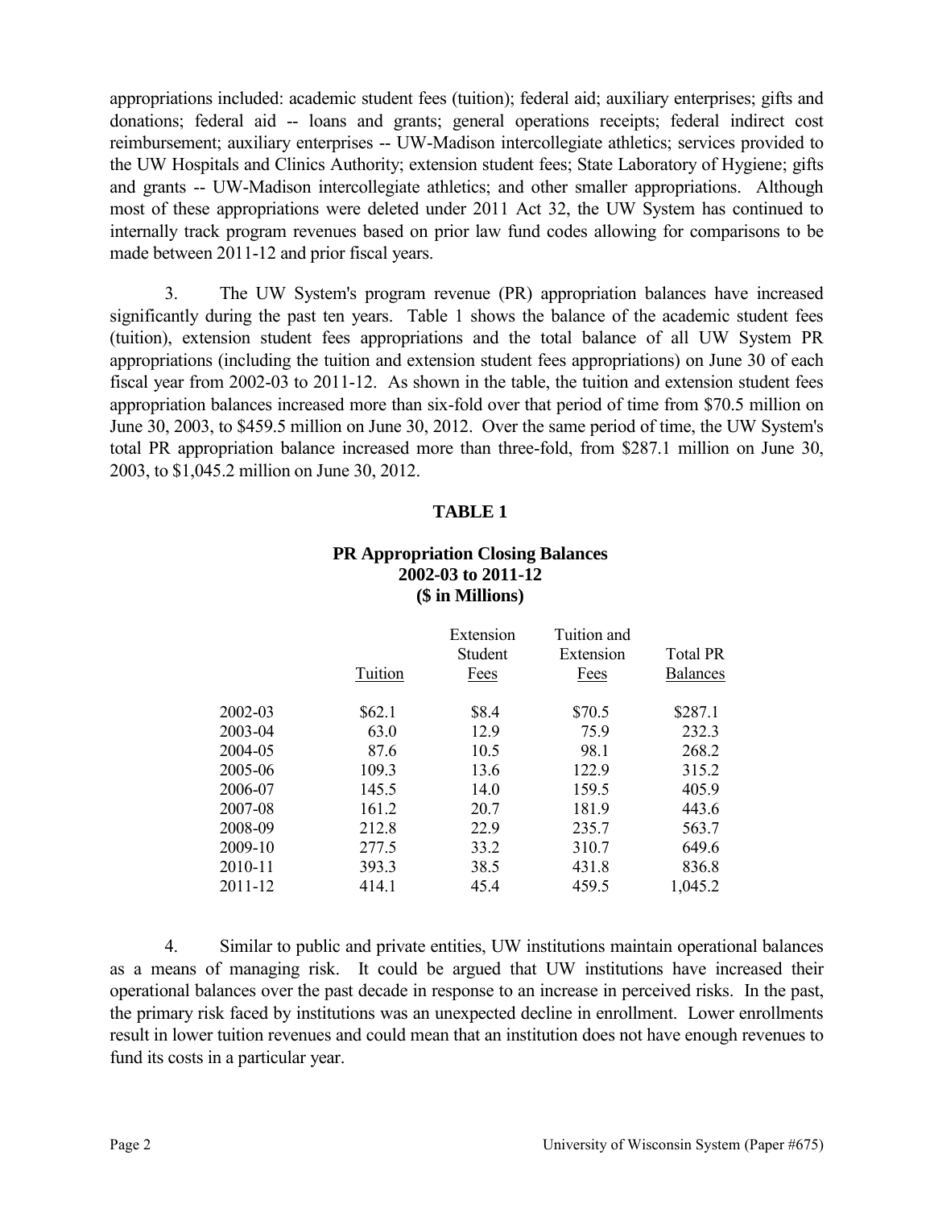appropriations included: academic student fees (tuition); federal aid; auxiliary enterprises; gifts and donations; federal aid -- loans and grants; general operations receipts; federal indirect cost reimbursement; auxiliary enterprises -- UW-Madison intercollegiate athletics; services provided to the UW Hospitals and Clinics Authority; extension student fees; State Laboratory of Hygiene; gifts and grants -- UW-Madison intercollegiate athletics; and other smaller appropriations. Although most of these appropriations were deleted under 2011 Act 32, the UW System has continued to internally track program revenues based on prior law fund codes allowing for comparisons to be made between 2011-12 and prior fiscal years.

3. The UW System's program revenue (PR) appropriation balances have increased significantly during the past ten years. Table 1 shows the balance of the academic student fees (tuition), extension student fees appropriations and the total balance of all UW System PR appropriations (including the tuition and extension student fees appropriations) on June 30 of each fiscal year from 2002-03 to 2011-12. As shown in the table, the tuition and extension student fees appropriation balances increased more than six-fold over that period of time from $70.5 million on June 30, 2003, to $459.5 million on June 30, 2012. Over the same period of time, the UW System's total PR appropriation balance increased more than three-fold, from $287.1 million on June 30, 2003, to $1,045.2 million on June 30, 2012.

**TABLE 1**

**PR Appropriation Closing Balances**
**2002-03 to 2011-12**
**($ in Millions)**

| | Tuition | Extension Student Fees | Tuition and Extension Fees | Total PR Balances |
|---|---|---|---|---|
| 2002-03 | $62.1 | $8.4 | $70.5 | $287.1 |
| 2003-04 | 63.0 | 12.9 | 75.9 | 232.3 |
| 2004-05 | 87.6 | 10.5 | 98.1 | 268.2 |
| 2005-06 | 109.3 | 13.6 | 122.9 | 315.2 |
| 2006-07 | 145.5 | 14.0 | 159.5 | 405.9 |
| 2007-08 | 161.2 | 20.7 | 181.9 | 443.6 |
| 2008-09 | 212.8 | 22.9 | 235.7 | 563.7 |
| 2009-10 | 277.5 | 33.2 | 310.7 | 649.6 |
| 2010-11 | 393.3 | 38.5 | 431.8 | 836.8 |
| 2011-12 | 414.1 | 45.4 | 459.5 | 1,045.2 |

4. Similar to public and private entities, UW institutions maintain operational balances as a means of managing risk. It could be argued that UW institutions have increased their operational balances over the past decade in response to an increase in perceived risks. In the past, the primary risk faced by institutions was an unexpected decline in enrollment. Lower enrollments result in lower tuition revenues and could mean that an institution does not have enough revenues to fund its costs in a particular year.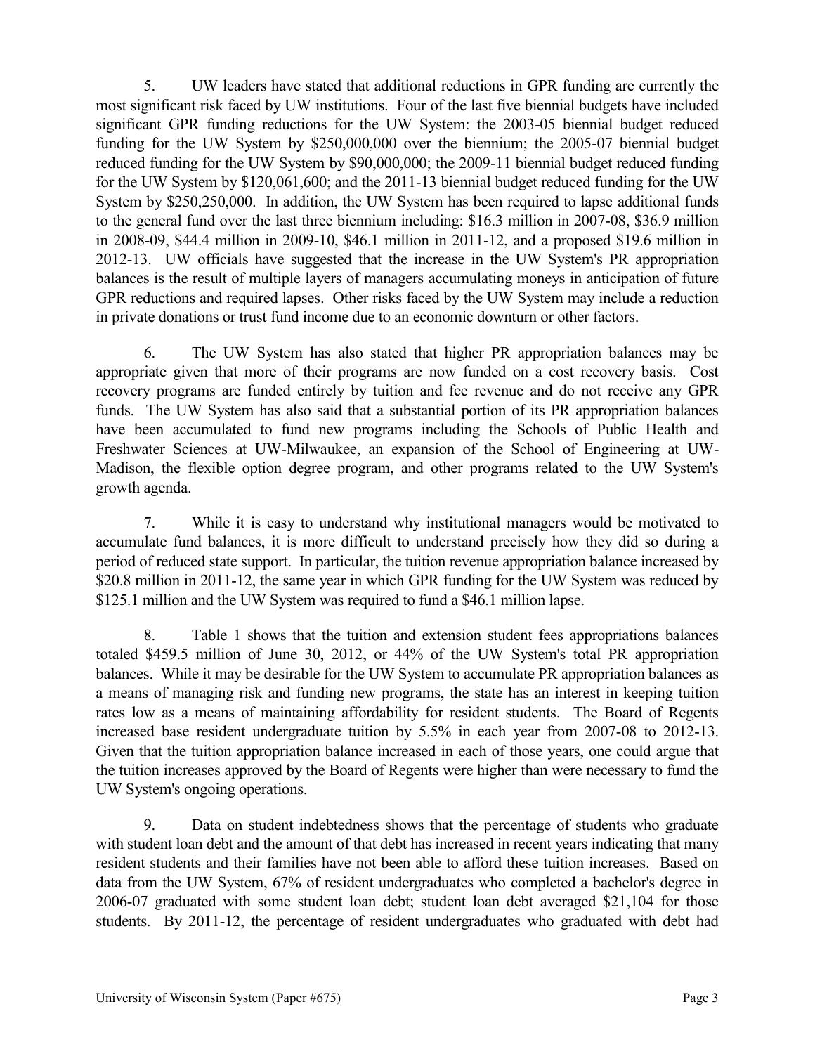5. UW leaders have stated that additional reductions in GPR funding are currently the most significant risk faced by UW institutions. Four of the last five biennial budgets have included significant GPR funding reductions for the UW System: the 2003-05 biennial budget reduced funding for the UW System by $250,000,000 over the biennium; the 2005-07 biennial budget reduced funding for the UW System by $90,000,000; the 2009-11 biennial budget reduced funding for the UW System by $120,061,600; and the 2011-13 biennial budget reduced funding for the UW System by $250,250,000. In addition, the UW System has been required to lapse additional funds to the general fund over the last three biennium including: $16.3 million in 2007-08, $36.9 million in 2008-09, $44.4 million in 2009-10, $46.1 million in 2011-12, and a proposed $19.6 million in 2012-13. UW officials have suggested that the increase in the UW System's PR appropriation balances is the result of multiple layers of managers accumulating moneys in anticipation of future GPR reductions and required lapses. Other risks faced by the UW System may include a reduction in private donations or trust fund income due to an economic downturn or other factors.

6. The UW System has also stated that higher PR appropriation balances may be appropriate given that more of their programs are now funded on a cost recovery basis. Cost recovery programs are funded entirely by tuition and fee revenue and do not receive any GPR funds. The UW System has also said that a substantial portion of its PR appropriation balances have been accumulated to fund new programs including the Schools of Public Health and Freshwater Sciences at UW-Milwaukee, an expansion of the School of Engineering at UW-Madison, the flexible option degree program, and other programs related to the UW System's growth agenda.

7. While it is easy to understand why institutional managers would be motivated to accumulate fund balances, it is more difficult to understand precisely how they did so during a period of reduced state support. In particular, the tuition revenue appropriation balance increased by $20.8 million in 2011-12, the same year in which GPR funding for the UW System was reduced by $125.1 million and the UW System was required to fund a $46.1 million lapse.

8. Table 1 shows that the tuition and extension student fees appropriations balances totaled $459.5 million of June 30, 2012, or 44% of the UW System's total PR appropriation balances. While it may be desirable for the UW System to accumulate PR appropriation balances as a means of managing risk and funding new programs, the state has an interest in keeping tuition rates low as a means of maintaining affordability for resident students. The Board of Regents increased base resident undergraduate tuition by 5.5% in each year from 2007-08 to 2012-13. Given that the tuition appropriation balance increased in each of those years, one could argue that the tuition increases approved by the Board of Regents were higher than were necessary to fund the UW System's ongoing operations.

9. Data on student indebtedness shows that the percentage of students who graduate with student loan debt and the amount of that debt has increased in recent years indicating that many resident students and their families have not been able to afford these tuition increases. Based on data from the UW System, 67% of resident undergraduates who completed a bachelor's degree in 2006-07 graduated with some student loan debt; student loan debt averaged $21,104 for those students. By 2011-12, the percentage of resident undergraduates who graduated with debt had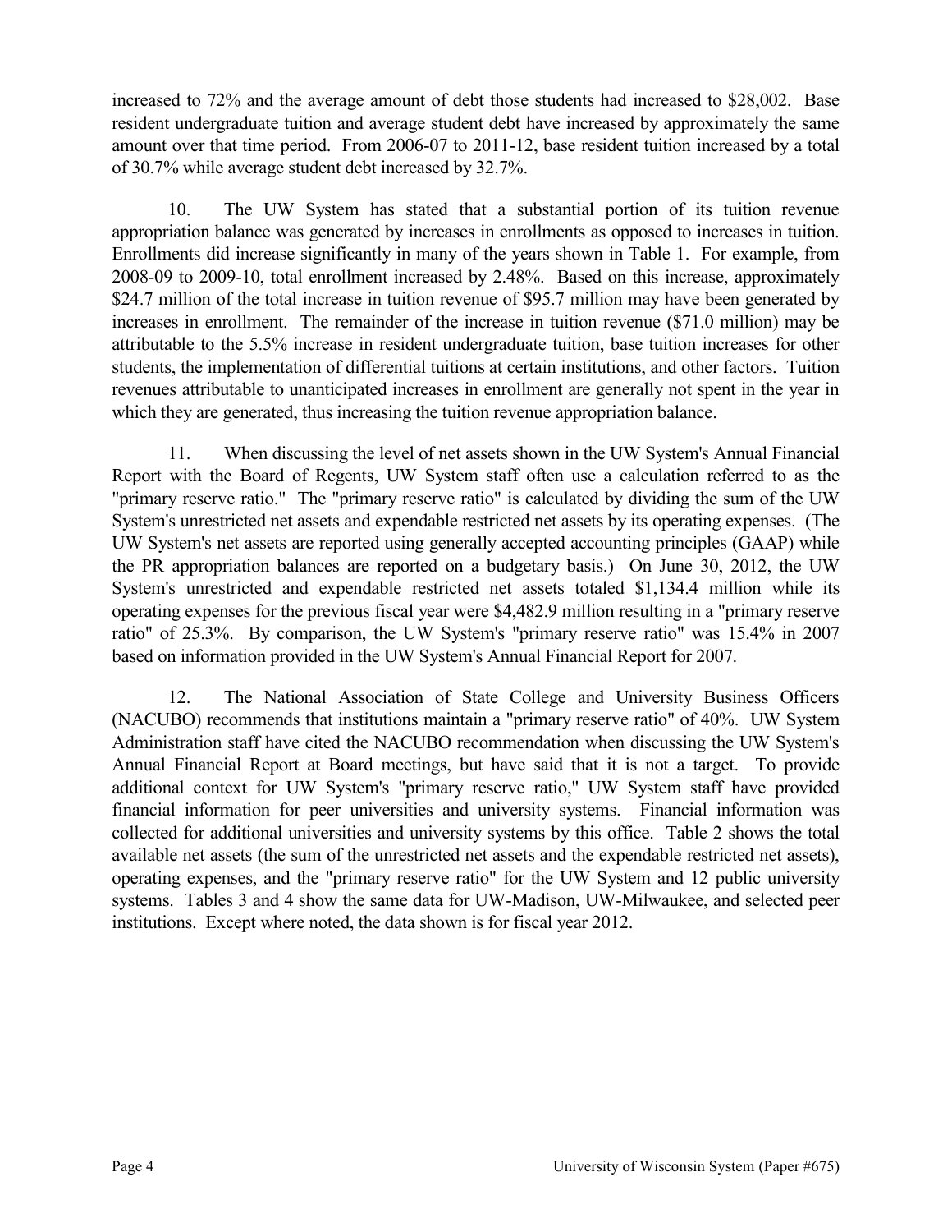increased to 72% and the average amount of debt those students had increased to $28,002. Base resident undergraduate tuition and average student debt have increased by approximately the same amount over that time period. From 2006-07 to 2011-12, base resident tuition increased by a total of 30.7% while average student debt increased by 32.7%.

10. The UW System has stated that a substantial portion of its tuition revenue appropriation balance was generated by increases in enrollments as opposed to increases in tuition. Enrollments did increase significantly in many of the years shown in Table 1. For example, from 2008-09 to 2009-10, total enrollment increased by 2.48%. Based on this increase, approximately $24.7 million of the total increase in tuition revenue of $95.7 million may have been generated by increases in enrollment. The remainder of the increase in tuition revenue ($71.0 million) may be attributable to the 5.5% increase in resident undergraduate tuition, base tuition increases for other students, the implementation of differential tuitions at certain institutions, and other factors. Tuition revenues attributable to unanticipated increases in enrollment are generally not spent in the year in which they are generated, thus increasing the tuition revenue appropriation balance.

11. When discussing the level of net assets shown in the UW System's Annual Financial Report with the Board of Regents, UW System staff often use a calculation referred to as the "primary reserve ratio." The "primary reserve ratio" is calculated by dividing the sum of the UW System's unrestricted net assets and expendable restricted net assets by its operating expenses. (The UW System's net assets are reported using generally accepted accounting principles (GAAP) while the PR appropriation balances are reported on a budgetary basis.) On June 30, 2012, the UW System's unrestricted and expendable restricted net assets totaled $1,134.4 million while its operating expenses for the previous fiscal year were $4,482.9 million resulting in a "primary reserve ratio" of 25.3%. By comparison, the UW System's "primary reserve ratio" was 15.4% in 2007 based on information provided in the UW System's Annual Financial Report for 2007.

12. The National Association of State College and University Business Officers (NACUBO) recommends that institutions maintain a "primary reserve ratio" of 40%. UW System Administration staff have cited the NACUBO recommendation when discussing the UW System's Annual Financial Report at Board meetings, but have said that it is not a target. To provide additional context for UW System's "primary reserve ratio," UW System staff have provided financial information for peer universities and university systems. Financial information was collected for additional universities and university systems by this office. Table 2 shows the total available net assets (the sum of the unrestricted net assets and the expendable restricted net assets), operating expenses, and the "primary reserve ratio" for the UW System and 12 public university systems. Tables 3 and 4 show the same data for UW-Madison, UW-Milwaukee, and selected peer institutions. Except where noted, the data shown is for fiscal year 2012.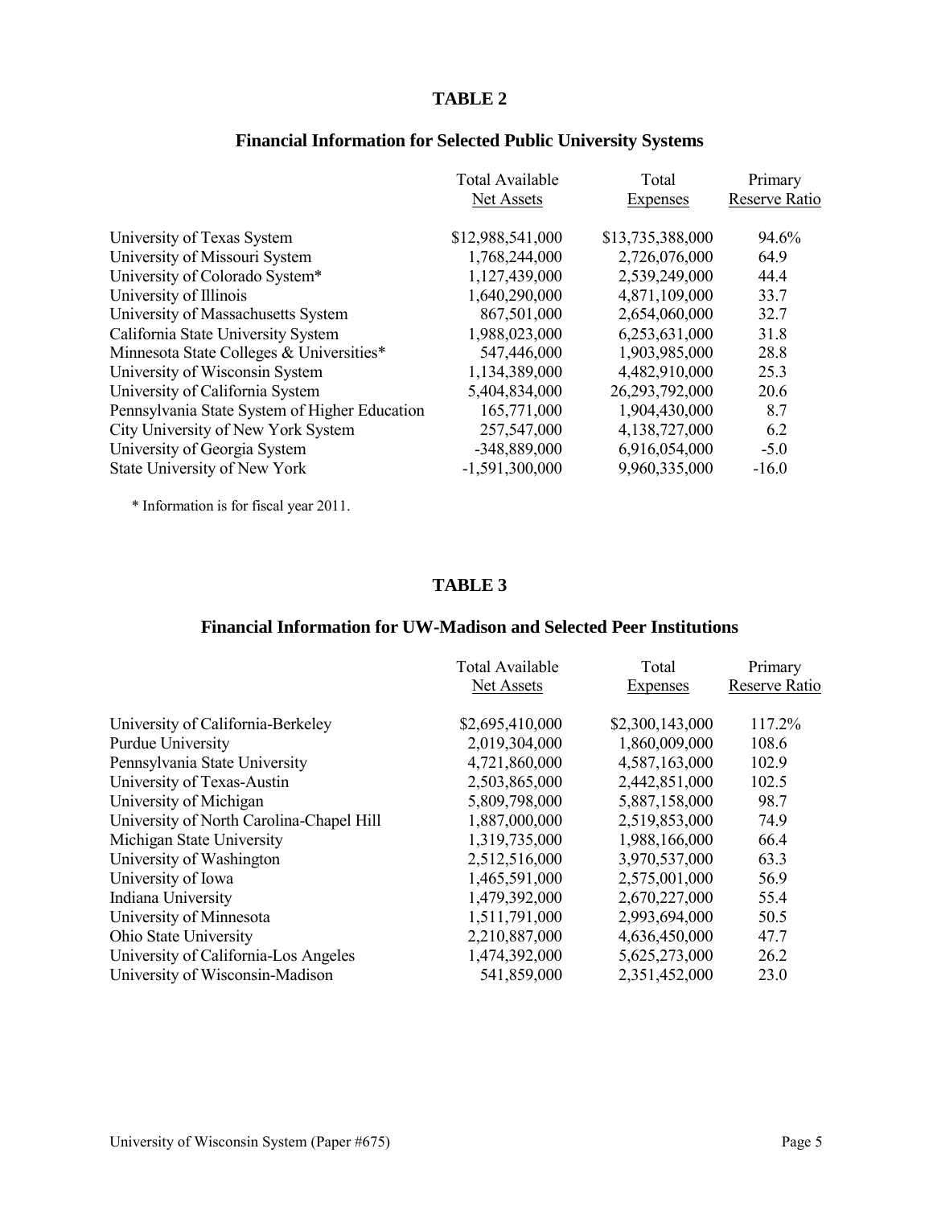## TABLE 2

### Financial Information for Selected Public University Systems

| | Total Available Net Assets | Total Expenses | Primary Reserve Ratio |
|---|---|---|---|
| University of Texas System | $12,988,541,000 | $13,735,388,000 | 94.6% |
| University of Missouri System | 1,768,244,000 | 2,726,076,000 | 64.9 |
| University of Colorado System* | 1,127,439,000 | 2,539,249,000 | 44.4 |
| University of Illinois | 1,640,290,000 | 4,871,109,000 | 33.7 |
| University of Massachusetts System | 867,501,000 | 2,654,060,000 | 32.7 |
| California State University System | 1,988,023,000 | 6,253,631,000 | 31.8 |
| Minnesota State Colleges & Universities* | 547,446,000 | 1,903,985,000 | 28.8 |
| University of Wisconsin System | 1,134,389,000 | 4,482,910,000 | 25.3 |
| University of California System | 5,404,834,000 | 26,293,792,000 | 20.6 |
| Pennsylvania State System of Higher Education | 165,771,000 | 1,904,430,000 | 8.7 |
| City University of New York System | 257,547,000 | 4,138,727,000 | 6.2 |
| University of Georgia System | -348,889,000 | 6,916,054,000 | -5.0 |
| State University of New York | -1,591,300,000 | 9,960,335,000 | -16.0 |

* Information is for fiscal year 2011.

## TABLE 3

### Financial Information for UW-Madison and Selected Peer Institutions

| | Total Available Net Assets | Total Expenses | Primary Reserve Ratio |
|---|---|---|---|
| University of California-Berkeley | $2,695,410,000 | $2,300,143,000 | 117.2% |
| Purdue University | 2,019,304,000 | 1,860,009,000 | 108.6 |
| Pennsylvania State University | 4,721,860,000 | 4,587,163,000 | 102.9 |
| University of Texas-Austin | 2,503,865,000 | 2,442,851,000 | 102.5 |
| University of Michigan | 5,809,798,000 | 5,887,158,000 | 98.7 |
| University of North Carolina-Chapel Hill | 1,887,000,000 | 2,519,853,000 | 74.9 |
| Michigan State University | 1,319,735,000 | 1,988,166,000 | 66.4 |
| University of Washington | 2,512,516,000 | 3,970,537,000 | 63.3 |
| University of Iowa | 1,465,591,000 | 2,575,001,000 | 56.9 |
| Indiana University | 1,479,392,000 | 2,670,227,000 | 55.4 |
| University of Minnesota | 1,511,791,000 | 2,993,694,000 | 50.5 |
| Ohio State University | 2,210,887,000 | 4,636,450,000 | 47.7 |
| University of California-Los Angeles | 1,474,392,000 | 5,625,273,000 | 26.2 |
| University of Wisconsin-Madison | 541,859,000 | 2,351,452,000 | 23.0 |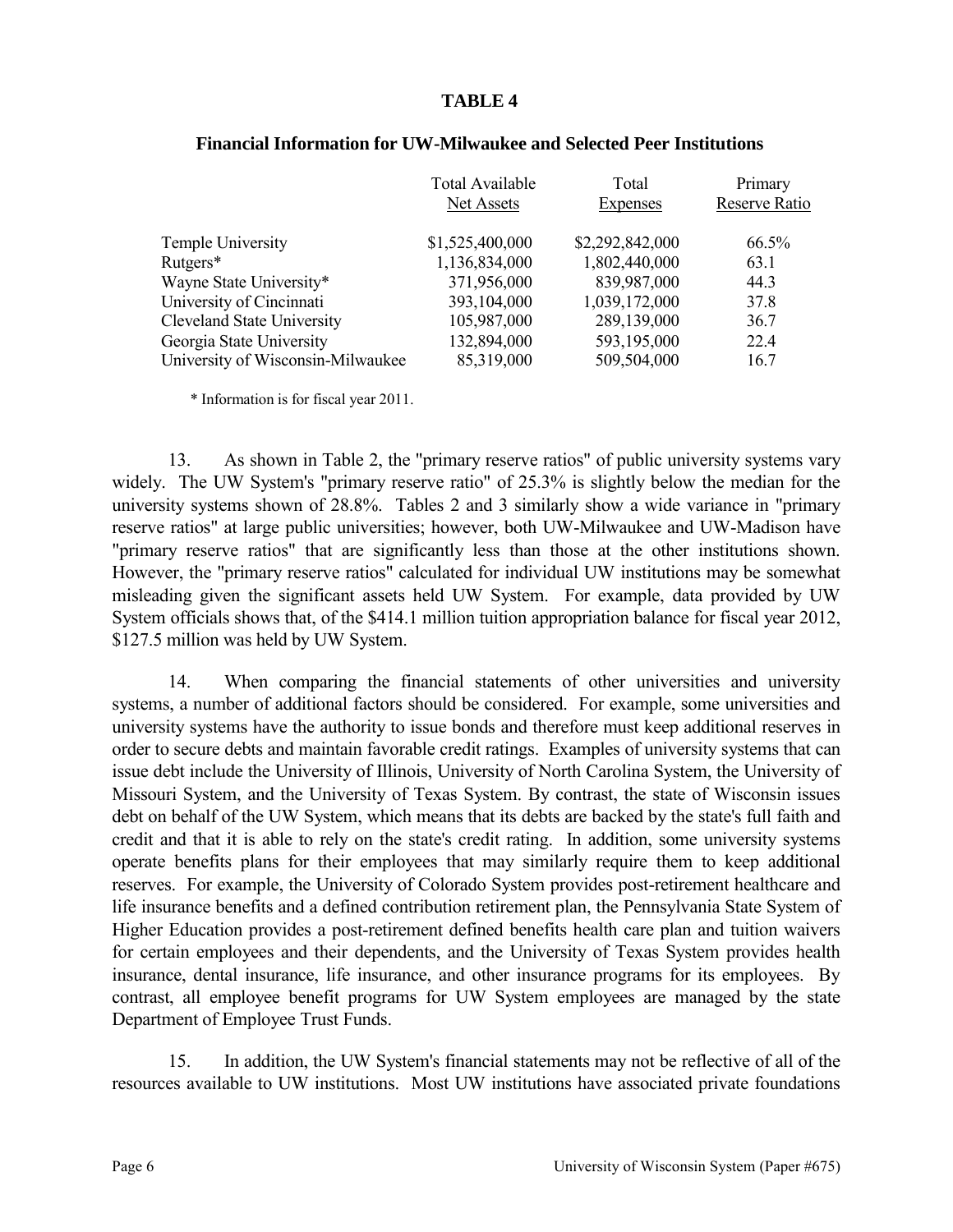**TABLE 4**

**Financial Information for UW-Milwaukee and Selected Peer Institutions**

| | Total Available Net Assets | Total Expenses | Primary Reserve Ratio |
|---|---|---|---|
| Temple University | $1,525,400,000 | $2,292,842,000 | 66.5% |
| Rutgers* | 1,136,834,000 | 1,802,440,000 | 63.1 |
| Wayne State University* | 371,956,000 | 839,987,000 | 44.3 |
| University of Cincinnati | 393,104,000 | 1,039,172,000 | 37.8 |
| Cleveland State University | 105,987,000 | 289,139,000 | 36.7 |
| Georgia State University | 132,894,000 | 593,195,000 | 22.4 |
| University of Wisconsin-Milwaukee | 85,319,000 | 509,504,000 | 16.7 |

\* Information is for fiscal year 2011.

13. As shown in Table 2, the "primary reserve ratios" of public university systems vary widely. The UW System's "primary reserve ratio" of 25.3% is slightly below the median for the university systems shown of 28.8%. Tables 2 and 3 similarly show a wide variance in "primary reserve ratios" at large public universities; however, both UW-Milwaukee and UW-Madison have "primary reserve ratios" that are significantly less than those at the other institutions shown. However, the "primary reserve ratios" calculated for individual UW institutions may be somewhat misleading given the significant assets held UW System. For example, data provided by UW System officials shows that, of the $414.1 million tuition appropriation balance for fiscal year 2012, $127.5 million was held by UW System.

14. When comparing the financial statements of other universities and university systems, a number of additional factors should be considered. For example, some universities and university systems have the authority to issue bonds and therefore must keep additional reserves in order to secure debts and maintain favorable credit ratings. Examples of university systems that can issue debt include the University of Illinois, University of North Carolina System, the University of Missouri System, and the University of Texas System. By contrast, the state of Wisconsin issues debt on behalf of the UW System, which means that its debts are backed by the state's full faith and credit and that it is able to rely on the state's credit rating. In addition, some university systems operate benefits plans for their employees that may similarly require them to keep additional reserves. For example, the University of Colorado System provides post-retirement healthcare and life insurance benefits and a defined contribution retirement plan, the Pennsylvania State System of Higher Education provides a post-retirement defined benefits health care plan and tuition waivers for certain employees and their dependents, and the University of Texas System provides health insurance, dental insurance, life insurance, and other insurance programs for its employees. By contrast, all employee benefit programs for UW System employees are managed by the state Department of Employee Trust Funds.

15. In addition, the UW System's financial statements may not be reflective of all of the resources available to UW institutions. Most UW institutions have associated private foundations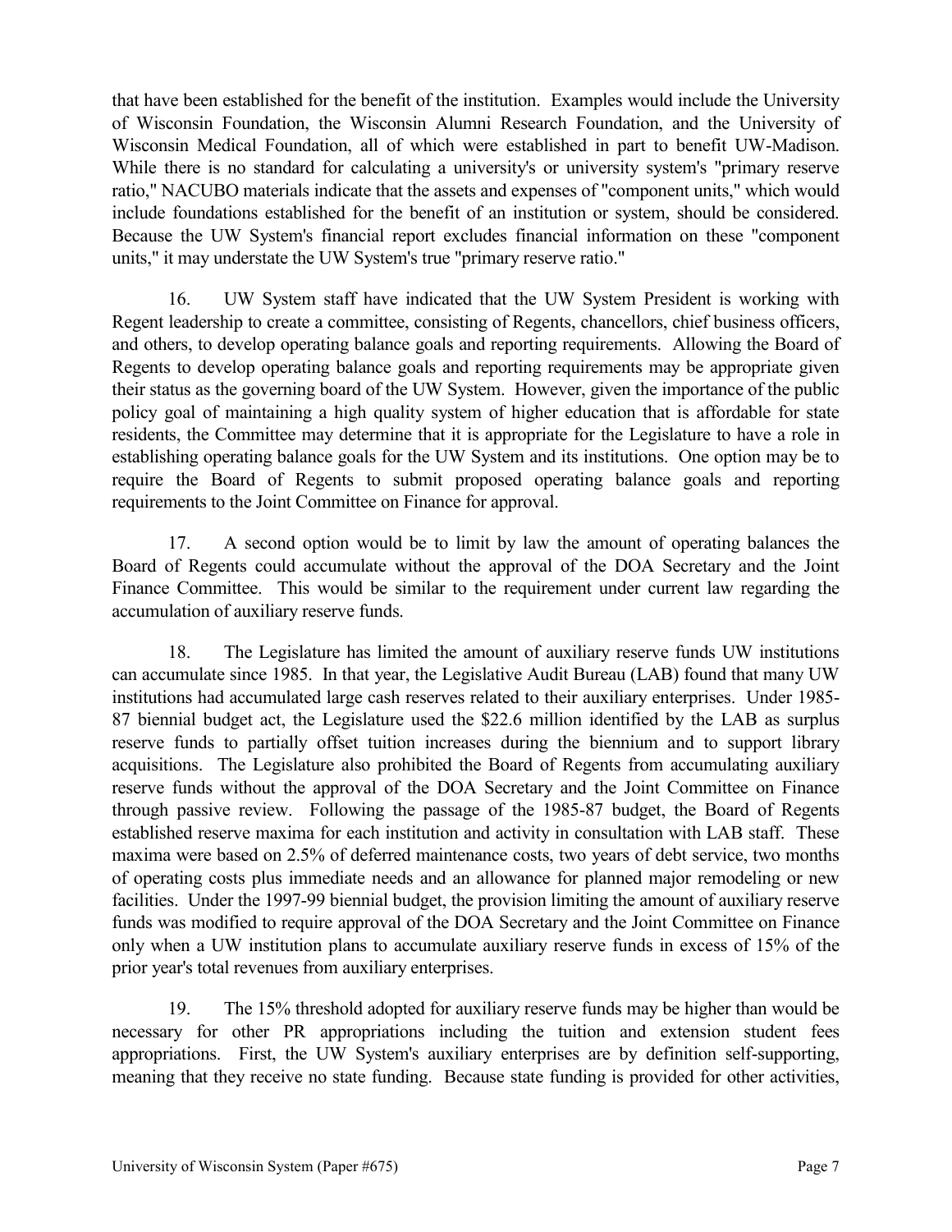that have been established for the benefit of the institution. Examples would include the University of Wisconsin Foundation, the Wisconsin Alumni Research Foundation, and the University of Wisconsin Medical Foundation, all of which were established in part to benefit UW-Madison. While there is no standard for calculating a university's or university system's "primary reserve ratio," NACUBO materials indicate that the assets and expenses of "component units," which would include foundations established for the benefit of an institution or system, should be considered. Because the UW System's financial report excludes financial information on these "component units," it may understate the UW System's true "primary reserve ratio."

16. UW System staff have indicated that the UW System President is working with Regent leadership to create a committee, consisting of Regents, chancellors, chief business officers, and others, to develop operating balance goals and reporting requirements. Allowing the Board of Regents to develop operating balance goals and reporting requirements may be appropriate given their status as the governing board of the UW System. However, given the importance of the public policy goal of maintaining a high quality system of higher education that is affordable for state residents, the Committee may determine that it is appropriate for the Legislature to have a role in establishing operating balance goals for the UW System and its institutions. One option may be to require the Board of Regents to submit proposed operating balance goals and reporting requirements to the Joint Committee on Finance for approval.

17. A second option would be to limit by law the amount of operating balances the Board of Regents could accumulate without the approval of the DOA Secretary and the Joint Finance Committee. This would be similar to the requirement under current law regarding the accumulation of auxiliary reserve funds.

18. The Legislature has limited the amount of auxiliary reserve funds UW institutions can accumulate since 1985. In that year, the Legislative Audit Bureau (LAB) found that many UW institutions had accumulated large cash reserves related to their auxiliary enterprises. Under 1985-87 biennial budget act, the Legislature used the $22.6 million identified by the LAB as surplus reserve funds to partially offset tuition increases during the biennium and to support library acquisitions. The Legislature also prohibited the Board of Regents from accumulating auxiliary reserve funds without the approval of the DOA Secretary and the Joint Committee on Finance through passive review. Following the passage of the 1985-87 budget, the Board of Regents established reserve maxima for each institution and activity in consultation with LAB staff. These maxima were based on 2.5% of deferred maintenance costs, two years of debt service, two months of operating costs plus immediate needs and an allowance for planned major remodeling or new facilities. Under the 1997-99 biennial budget, the provision limiting the amount of auxiliary reserve funds was modified to require approval of the DOA Secretary and the Joint Committee on Finance only when a UW institution plans to accumulate auxiliary reserve funds in excess of 15% of the prior year's total revenues from auxiliary enterprises.

19. The 15% threshold adopted for auxiliary reserve funds may be higher than would be necessary for other PR appropriations including the tuition and extension student fees appropriations. First, the UW System's auxiliary enterprises are by definition self-supporting, meaning that they receive no state funding. Because state funding is provided for other activities,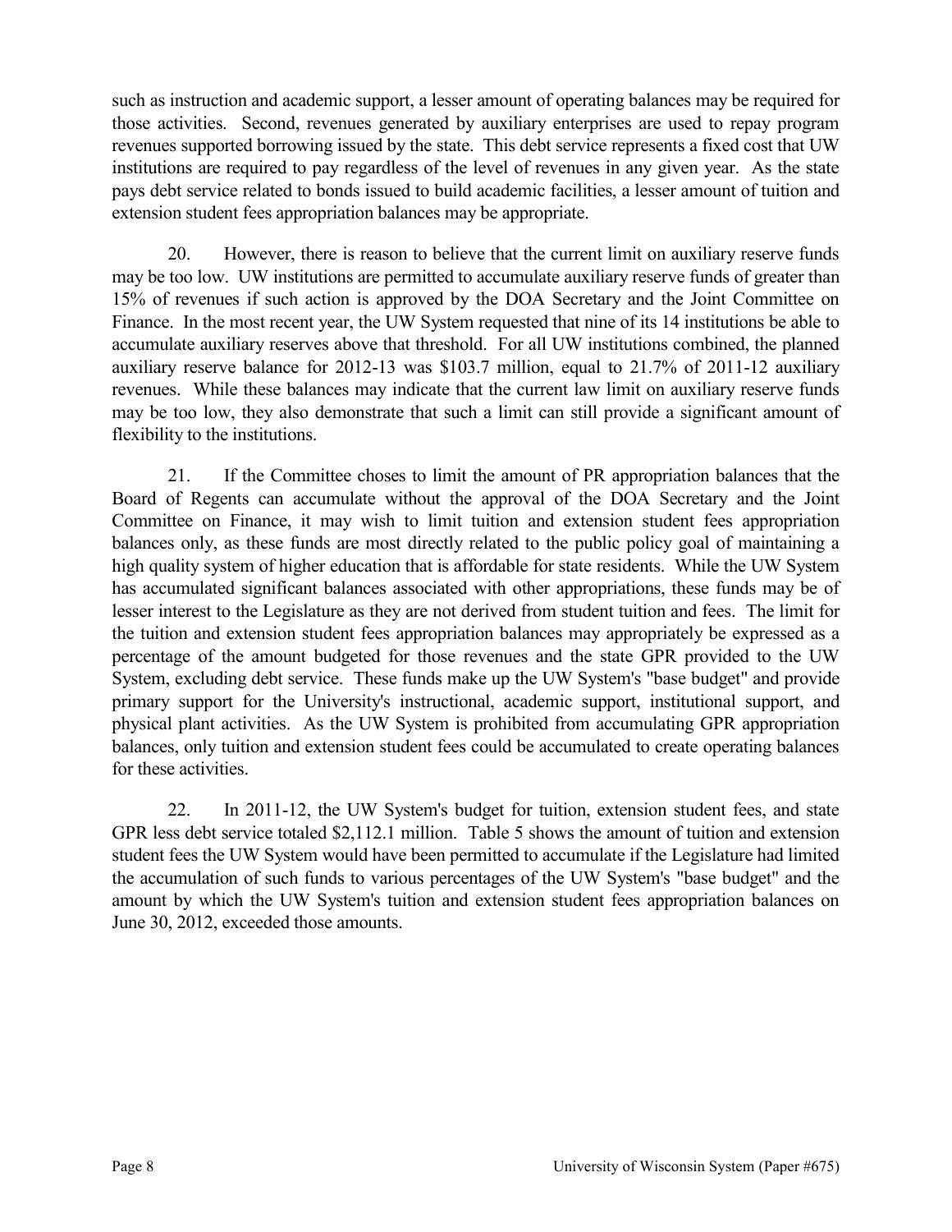such as instruction and academic support, a lesser amount of operating balances may be required for those activities. Second, revenues generated by auxiliary enterprises are used to repay program revenues supported borrowing issued by the state. This debt service represents a fixed cost that UW institutions are required to pay regardless of the level of revenues in any given year. As the state pays debt service related to bonds issued to build academic facilities, a lesser amount of tuition and extension student fees appropriation balances may be appropriate.

20. However, there is reason to believe that the current limit on auxiliary reserve funds may be too low. UW institutions are permitted to accumulate auxiliary reserve funds of greater than 15% of revenues if such action is approved by the DOA Secretary and the Joint Committee on Finance. In the most recent year, the UW System requested that nine of its 14 institutions be able to accumulate auxiliary reserves above that threshold. For all UW institutions combined, the planned auxiliary reserve balance for 2012-13 was $103.7 million, equal to 21.7% of 2011-12 auxiliary revenues. While these balances may indicate that the current law limit on auxiliary reserve funds may be too low, they also demonstrate that such a limit can still provide a significant amount of flexibility to the institutions.

21. If the Committee choses to limit the amount of PR appropriation balances that the Board of Regents can accumulate without the approval of the DOA Secretary and the Joint Committee on Finance, it may wish to limit tuition and extension student fees appropriation balances only, as these funds are most directly related to the public policy goal of maintaining a high quality system of higher education that is affordable for state residents. While the UW System has accumulated significant balances associated with other appropriations, these funds may be of lesser interest to the Legislature as they are not derived from student tuition and fees. The limit for the tuition and extension student fees appropriation balances may appropriately be expressed as a percentage of the amount budgeted for those revenues and the state GPR provided to the UW System, excluding debt service. These funds make up the UW System's "base budget" and provide primary support for the University's instructional, academic support, institutional support, and physical plant activities. As the UW System is prohibited from accumulating GPR appropriation balances, only tuition and extension student fees could be accumulated to create operating balances for these activities.

22. In 2011-12, the UW System's budget for tuition, extension student fees, and state GPR less debt service totaled $2,112.1 million. Table 5 shows the amount of tuition and extension student fees the UW System would have been permitted to accumulate if the Legislature had limited the accumulation of such funds to various percentages of the UW System's "base budget" and the amount by which the UW System's tuition and extension student fees appropriation balances on June 30, 2012, exceeded those amounts.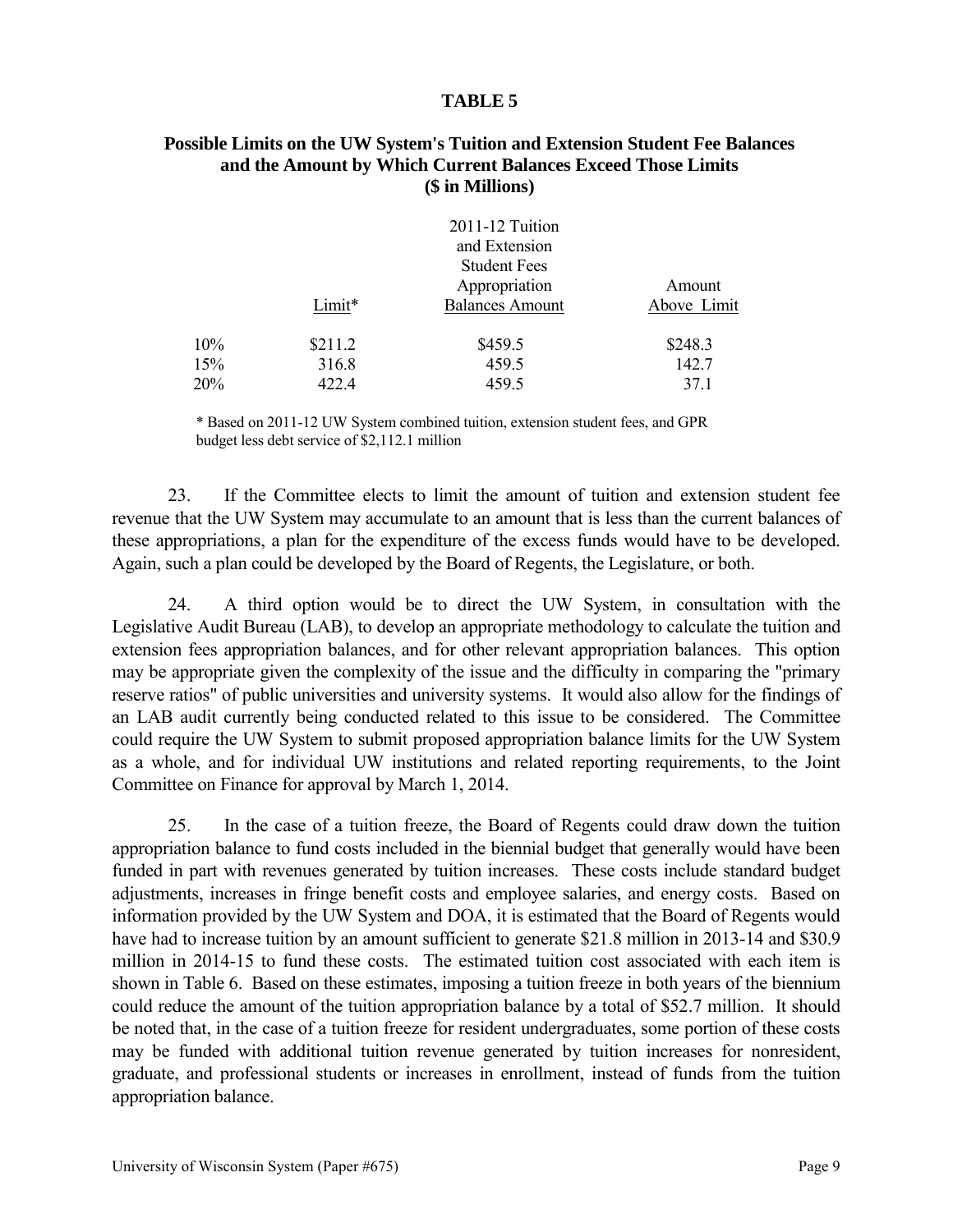**TABLE 5**

**Possible Limits on the UW System's Tuition and Extension Student Fee Balances and the Amount by Which Current Balances Exceed Those Limits (\$ in Millions)**

| | Limit* | 2011-12 Tuition and Extension Student Fees Appropriation Balances Amount | Amount Above Limit |
|---|---|---|---|
| 10% | \$211.2 | \$459.5 | \$248.3 |
| 15% | 316.8 | 459.5 | 142.7 |
| 20% | 422.4 | 459.5 | 37.1 |

\* Based on 2011-12 UW System combined tuition, extension student fees, and GPR budget less debt service of \$2,112.1 million

23. If the Committee elects to limit the amount of tuition and extension student fee revenue that the UW System may accumulate to an amount that is less than the current balances of these appropriations, a plan for the expenditure of the excess funds would have to be developed. Again, such a plan could be developed by the Board of Regents, the Legislature, or both.

24. A third option would be to direct the UW System, in consultation with the Legislative Audit Bureau (LAB), to develop an appropriate methodology to calculate the tuition and extension fees appropriation balances, and for other relevant appropriation balances. This option may be appropriate given the complexity of the issue and the difficulty in comparing the "primary reserve ratios" of public universities and university systems. It would also allow for the findings of an LAB audit currently being conducted related to this issue to be considered. The Committee could require the UW System to submit proposed appropriation balance limits for the UW System as a whole, and for individual UW institutions and related reporting requirements, to the Joint Committee on Finance for approval by March 1, 2014.

25. In the case of a tuition freeze, the Board of Regents could draw down the tuition appropriation balance to fund costs included in the biennial budget that generally would have been funded in part with revenues generated by tuition increases. These costs include standard budget adjustments, increases in fringe benefit costs and employee salaries, and energy costs. Based on information provided by the UW System and DOA, it is estimated that the Board of Regents would have had to increase tuition by an amount sufficient to generate \$21.8 million in 2013-14 and \$30.9 million in 2014-15 to fund these costs. The estimated tuition cost associated with each item is shown in Table 6. Based on these estimates, imposing a tuition freeze in both years of the biennium could reduce the amount of the tuition appropriation balance by a total of \$52.7 million. It should be noted that, in the case of a tuition freeze for resident undergraduates, some portion of these costs may be funded with additional tuition revenue generated by tuition increases for nonresident, graduate, and professional students or increases in enrollment, instead of funds from the tuition appropriation balance.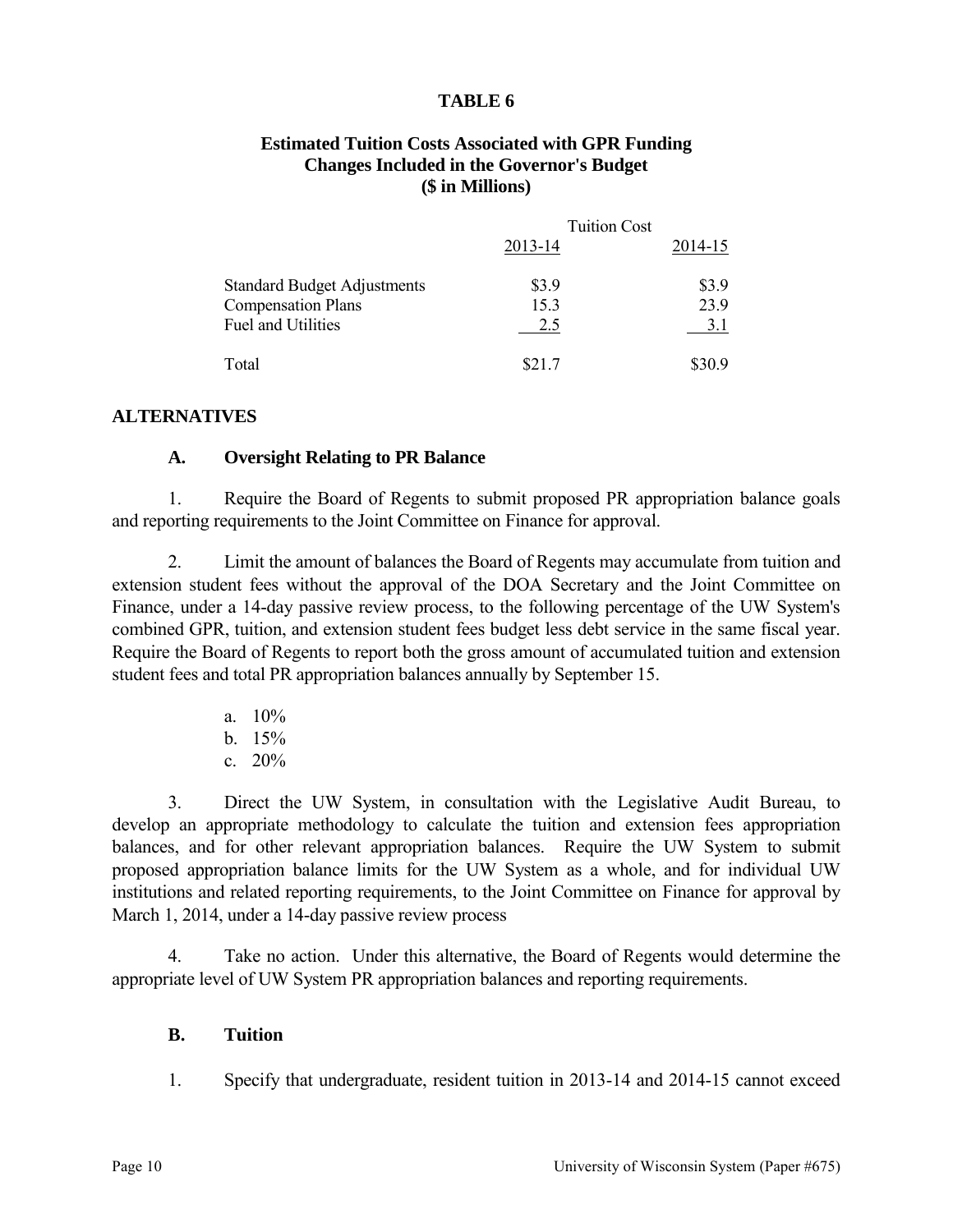**TABLE 6**

**Estimated Tuition Costs Associated with GPR Funding Changes Included in the Governor's Budget ($ in Millions)**

| | Tuition Cost | |
|---|---|---|
| | 2013-14 | 2014-15 |
| Standard Budget Adjustments | $3.9 | $3.9 |
| Compensation Plans | 15.3 | 23.9 |
| Fuel and Utilities | 2.5 | 3.1 |
| Total | $21.7 | $30.9 |

## ALTERNATIVES

### A. Oversight Relating to PR Balance

1. Require the Board of Regents to submit proposed PR appropriation balance goals and reporting requirements to the Joint Committee on Finance for approval.

2. Limit the amount of balances the Board of Regents may accumulate from tuition and extension student fees without the approval of the DOA Secretary and the Joint Committee on Finance, under a 14-day passive review process, to the following percentage of the UW System's combined GPR, tuition, and extension student fees budget less debt service in the same fiscal year. Require the Board of Regents to report both the gross amount of accumulated tuition and extension student fees and total PR appropriation balances annually by September 15.

   a. 10%
   b. 15%
   c. 20%

3. Direct the UW System, in consultation with the Legislative Audit Bureau, to develop an appropriate methodology to calculate the tuition and extension fees appropriation balances, and for other relevant appropriation balances. Require the UW System to submit proposed appropriation balance limits for the UW System as a whole, and for individual UW institutions and related reporting requirements, to the Joint Committee on Finance for approval by March 1, 2014, under a 14-day passive review process

4. Take no action. Under this alternative, the Board of Regents would determine the appropriate level of UW System PR appropriation balances and reporting requirements.

### B. Tuition

1. Specify that undergraduate, resident tuition in 2013-14 and 2014-15 cannot exceed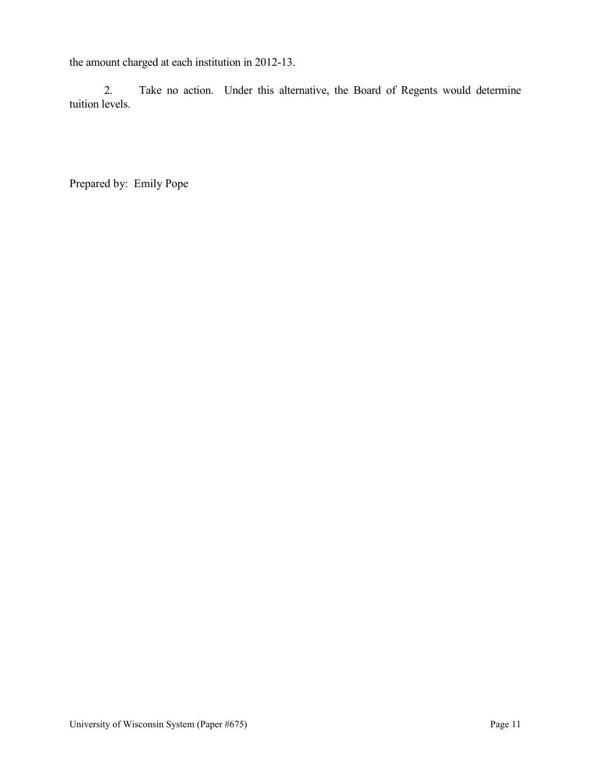the amount charged at each institution in 2012-13.

2. Take no action. Under this alternative, the Board of Regents would determine tuition levels.

Prepared by: Emily Pope